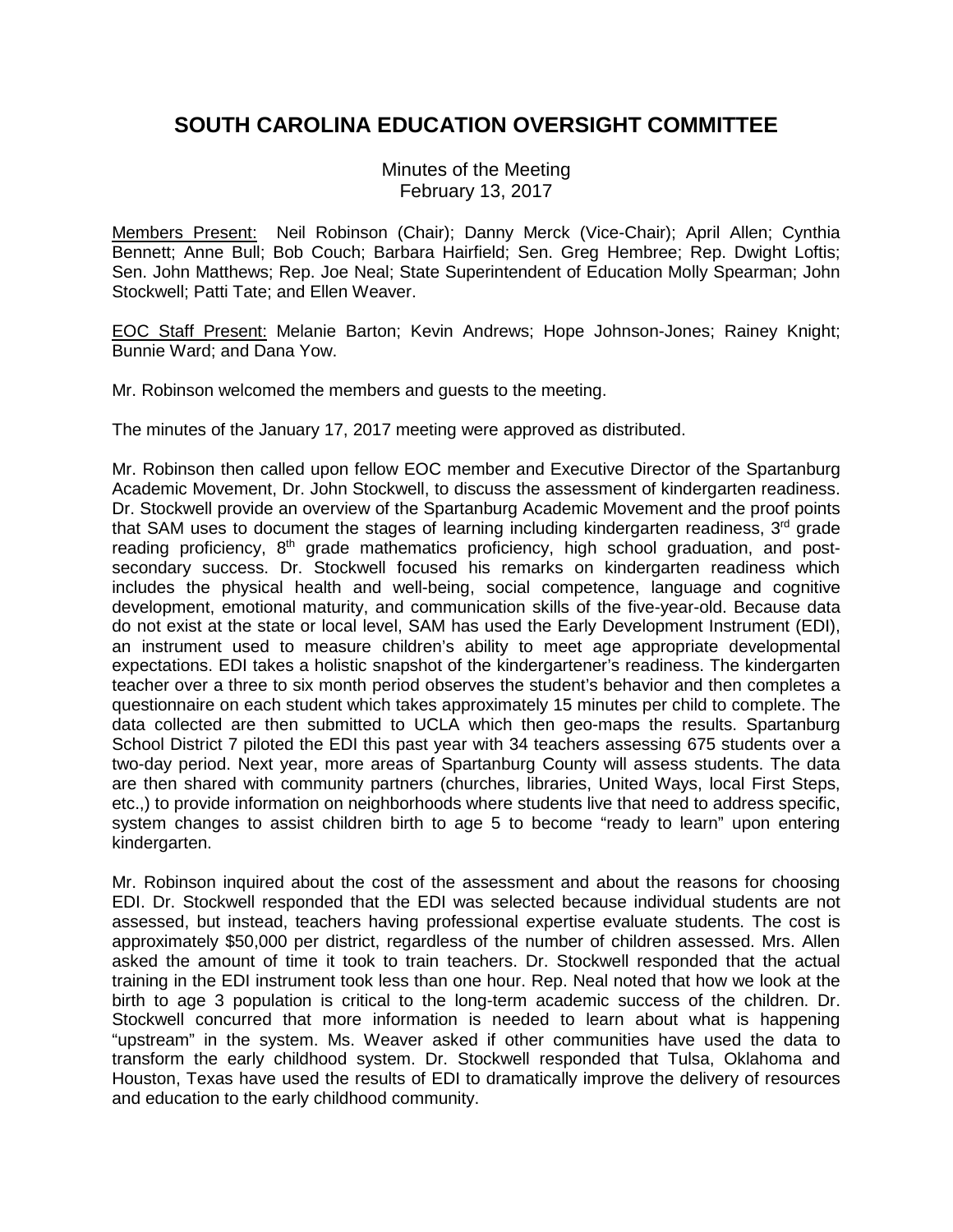# SOUTH CAROLINA EDUCATION OVERSIGHT COMMITTEE

Minutes of the Meeting
February 13, 2017

Members Present: Neil Robinson (Chair); Danny Merck (Vice-Chair); April Allen; Cynthia Bennett; Anne Bull; Bob Couch; Barbara Hairfield; Sen. Greg Hembree; Rep. Dwight Loftis; Sen. John Matthews; Rep. Joe Neal; State Superintendent of Education Molly Spearman; John Stockwell; Patti Tate; and Ellen Weaver.

EOC Staff Present: Melanie Barton; Kevin Andrews; Hope Johnson-Jones; Rainey Knight; Bunnie Ward; and Dana Yow.

Mr. Robinson welcomed the members and guests to the meeting.

The minutes of the January 17, 2017 meeting were approved as distributed.

Mr. Robinson then called upon fellow EOC member and Executive Director of the Spartanburg Academic Movement, Dr. John Stockwell, to discuss the assessment of kindergarten readiness. Dr. Stockwell provide an overview of the Spartanburg Academic Movement and the proof points that SAM uses to document the stages of learning including kindergarten readiness, 3rd grade reading proficiency, 8th grade mathematics proficiency, high school graduation, and post-secondary success. Dr. Stockwell focused his remarks on kindergarten readiness which includes the physical health and well-being, social competence, language and cognitive development, emotional maturity, and communication skills of the five-year-old. Because data do not exist at the state or local level, SAM has used the Early Development Instrument (EDI), an instrument used to measure children's ability to meet age appropriate developmental expectations. EDI takes a holistic snapshot of the kindergartener's readiness. The kindergarten teacher over a three to six month period observes the student's behavior and then completes a questionnaire on each student which takes approximately 15 minutes per child to complete. The data collected are then submitted to UCLA which then geo-maps the results. Spartanburg School District 7 piloted the EDI this past year with 34 teachers assessing 675 students over a two-day period. Next year, more areas of Spartanburg County will assess students. The data are then shared with community partners (churches, libraries, United Ways, local First Steps, etc.,) to provide information on neighborhoods where students live that need to address specific, system changes to assist children birth to age 5 to become "ready to learn" upon entering kindergarten.

Mr. Robinson inquired about the cost of the assessment and about the reasons for choosing EDI. Dr. Stockwell responded that the EDI was selected because individual students are not assessed, but instead, teachers having professional expertise evaluate students. The cost is approximately $50,000 per district, regardless of the number of children assessed. Mrs. Allen asked the amount of time it took to train teachers. Dr. Stockwell responded that the actual training in the EDI instrument took less than one hour. Rep. Neal noted that how we look at the birth to age 3 population is critical to the long-term academic success of the children. Dr. Stockwell concurred that more information is needed to learn about what is happening "upstream" in the system. Ms. Weaver asked if other communities have used the data to transform the early childhood system. Dr. Stockwell responded that Tulsa, Oklahoma and Houston, Texas have used the results of EDI to dramatically improve the delivery of resources and education to the early childhood community.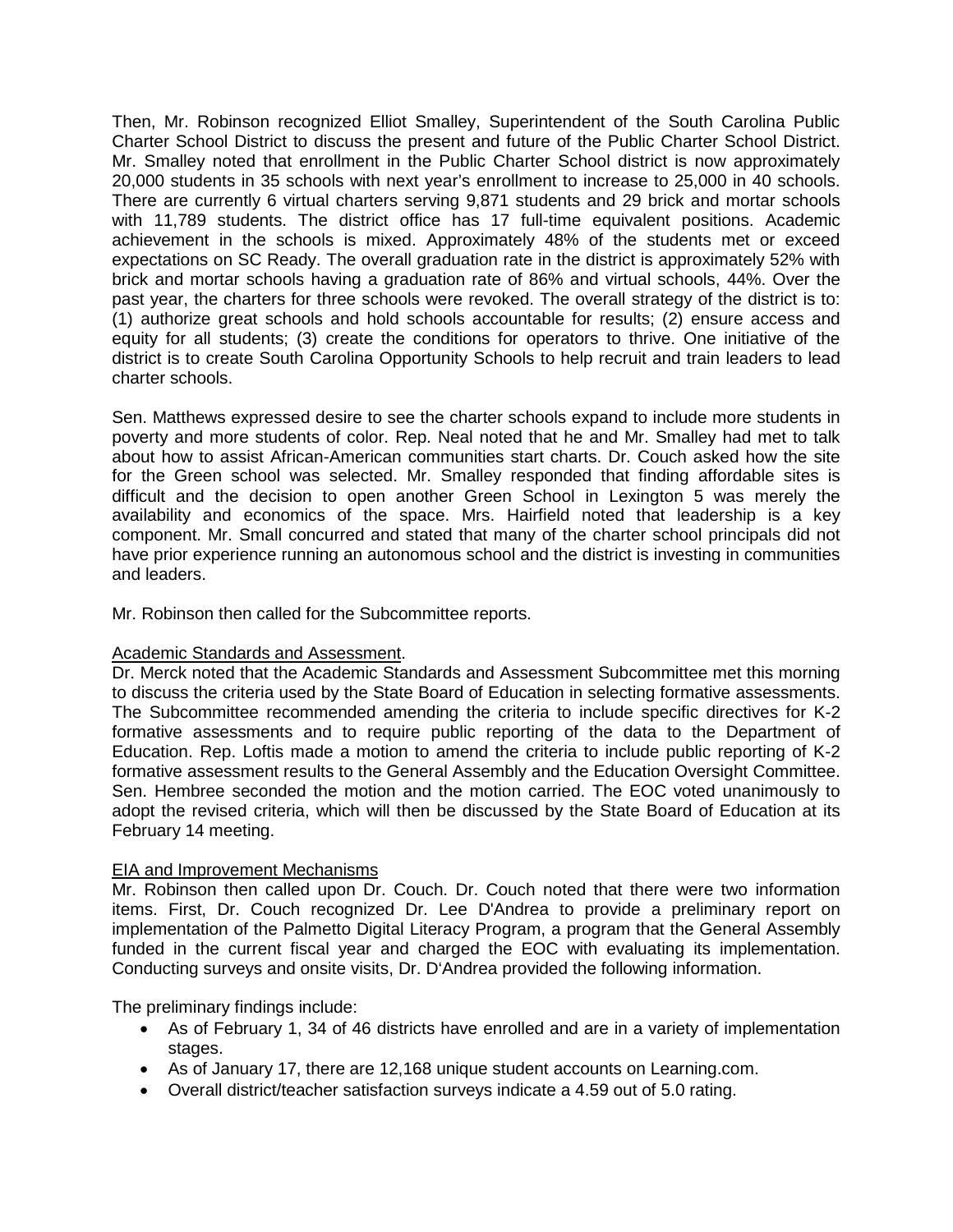Then, Mr. Robinson recognized Elliot Smalley, Superintendent of the South Carolina Public Charter School District to discuss the present and future of the Public Charter School District. Mr. Smalley noted that enrollment in the Public Charter School district is now approximately 20,000 students in 35 schools with next year's enrollment to increase to 25,000 in 40 schools. There are currently 6 virtual charters serving 9,871 students and 29 brick and mortar schools with 11,789 students. The district office has 17 full-time equivalent positions. Academic achievement in the schools is mixed. Approximately 48% of the students met or exceed expectations on SC Ready. The overall graduation rate in the district is approximately 52% with brick and mortar schools having a graduation rate of 86% and virtual schools, 44%. Over the past year, the charters for three schools were revoked. The overall strategy of the district is to: (1) authorize great schools and hold schools accountable for results; (2) ensure access and equity for all students; (3) create the conditions for operators to thrive. One initiative of the district is to create South Carolina Opportunity Schools to help recruit and train leaders to lead charter schools.

Sen. Matthews expressed desire to see the charter schools expand to include more students in poverty and more students of color. Rep. Neal noted that he and Mr. Smalley had met to talk about how to assist African-American communities start charts. Dr. Couch asked how the site for the Green school was selected. Mr. Smalley responded that finding affordable sites is difficult and the decision to open another Green School in Lexington 5 was merely the availability and economics of the space. Mrs. Hairfield noted that leadership is a key component. Mr. Small concurred and stated that many of the charter school principals did not have prior experience running an autonomous school and the district is investing in communities and leaders.

Mr. Robinson then called for the Subcommittee reports.

Academic Standards and Assessment.

Dr. Merck noted that the Academic Standards and Assessment Subcommittee met this morning to discuss the criteria used by the State Board of Education in selecting formative assessments. The Subcommittee recommended amending the criteria to include specific directives for K-2 formative assessments and to require public reporting of the data to the Department of Education. Rep. Loftis made a motion to amend the criteria to include public reporting of K-2 formative assessment results to the General Assembly and the Education Oversight Committee. Sen. Hembree seconded the motion and the motion carried. The EOC voted unanimously to adopt the revised criteria, which will then be discussed by the State Board of Education at its February 14 meeting.

EIA and Improvement Mechanisms

Mr. Robinson then called upon Dr. Couch. Dr. Couch noted that there were two information items. First, Dr. Couch recognized Dr. Lee D'Andrea to provide a preliminary report on implementation of the Palmetto Digital Literacy Program, a program that the General Assembly funded in the current fiscal year and charged the EOC with evaluating its implementation. Conducting surveys and onsite visits, Dr. D'Andrea provided the following information.

The preliminary findings include:

- As of February 1, 34 of 46 districts have enrolled and are in a variety of implementation stages.
- As of January 17, there are 12,168 unique student accounts on Learning.com.
- Overall district/teacher satisfaction surveys indicate a 4.59 out of 5.0 rating.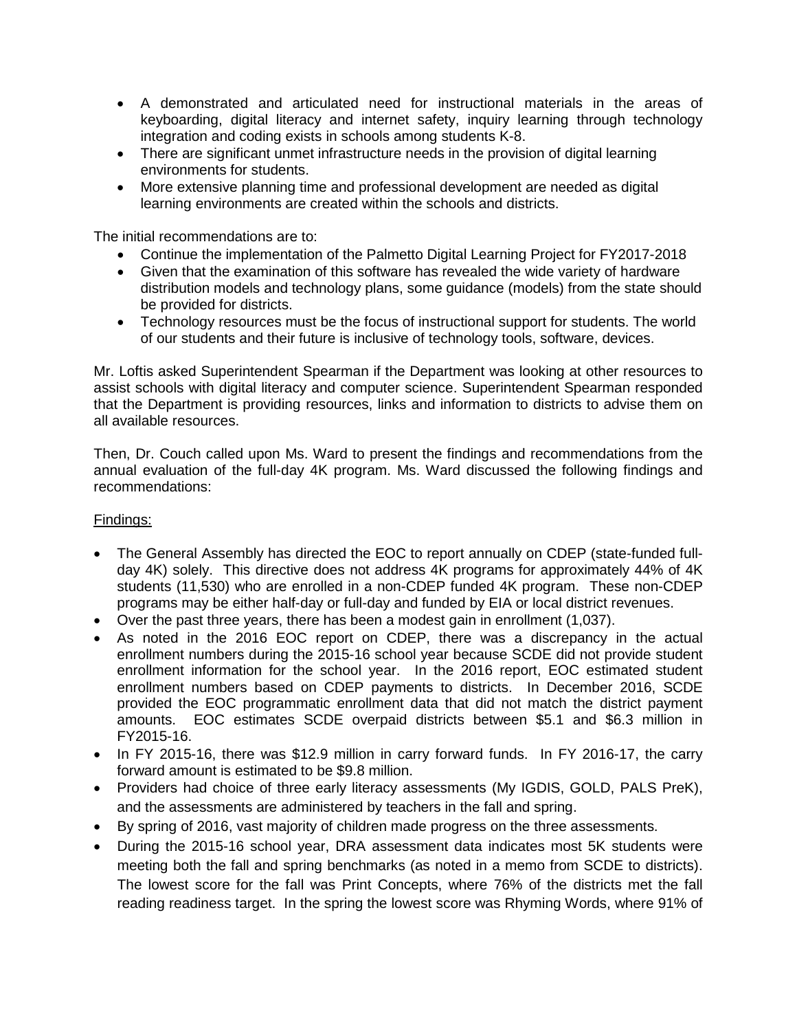- A demonstrated and articulated need for instructional materials in the areas of keyboarding, digital literacy and internet safety, inquiry learning through technology integration and coding exists in schools among students K-8.
- There are significant unmet infrastructure needs in the provision of digital learning environments for students.
- More extensive planning time and professional development are needed as digital learning environments are created within the schools and districts.

The initial recommendations are to:

- Continue the implementation of the Palmetto Digital Learning Project for FY2017-2018
- Given that the examination of this software has revealed the wide variety of hardware distribution models and technology plans, some guidance (models) from the state should be provided for districts.
- Technology resources must be the focus of instructional support for students. The world of our students and their future is inclusive of technology tools, software, devices.

Mr. Loftis asked Superintendent Spearman if the Department was looking at other resources to assist schools with digital literacy and computer science. Superintendent Spearman responded that the Department is providing resources, links and information to districts to advise them on all available resources.

Then, Dr. Couch called upon Ms. Ward to present the findings and recommendations from the annual evaluation of the full-day 4K program. Ms. Ward discussed the following findings and recommendations:

<u>Findings:</u>

- The General Assembly has directed the EOC to report annually on CDEP (state-funded full-day 4K) solely. This directive does not address 4K programs for approximately 44% of 4K students (11,530) who are enrolled in a non-CDEP funded 4K program. These non-CDEP programs may be either half-day or full-day and funded by EIA or local district revenues.
- Over the past three years, there has been a modest gain in enrollment (1,037).
- As noted in the 2016 EOC report on CDEP, there was a discrepancy in the actual enrollment numbers during the 2015-16 school year because SCDE did not provide student enrollment information for the school year. In the 2016 report, EOC estimated student enrollment numbers based on CDEP payments to districts. In December 2016, SCDE provided the EOC programmatic enrollment data that did not match the district payment amounts. EOC estimates SCDE overpaid districts between $5.1 and $6.3 million in FY2015-16.
- In FY 2015-16, there was $12.9 million in carry forward funds. In FY 2016-17, the carry forward amount is estimated to be $9.8 million.
- Providers had choice of three early literacy assessments (My IGDIS, GOLD, PALS PreK), and the assessments are administered by teachers in the fall and spring.
- By spring of 2016, vast majority of children made progress on the three assessments.
- During the 2015-16 school year, DRA assessment data indicates most 5K students were meeting both the fall and spring benchmarks (as noted in a memo from SCDE to districts). The lowest score for the fall was Print Concepts, where 76% of the districts met the fall reading readiness target. In the spring the lowest score was Rhyming Words, where 91% of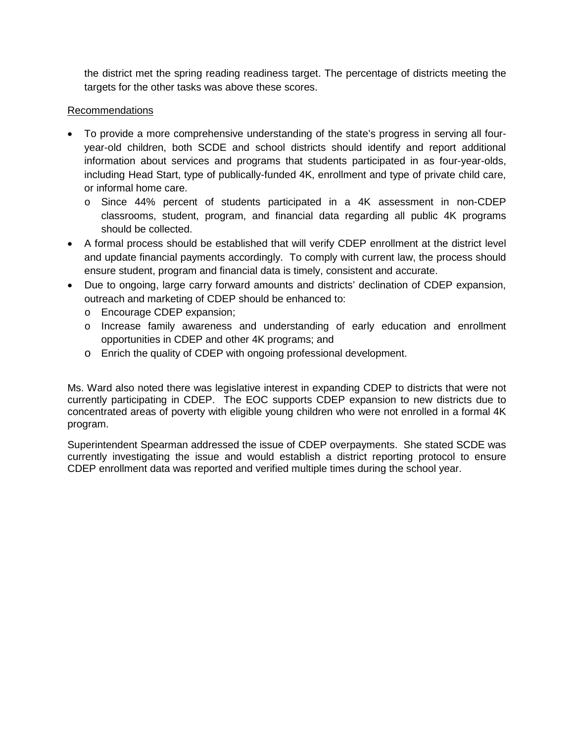the district met the spring reading readiness target. The percentage of districts meeting the targets for the other tasks was above these scores.

Recommendations

- To provide a more comprehensive understanding of the state's progress in serving all four-year-old children, both SCDE and school districts should identify and report additional information about services and programs that students participated in as four-year-olds, including Head Start, type of publically-funded 4K, enrollment and type of private child care, or informal home care.
  - Since 44% percent of students participated in a 4K assessment in non-CDEP classrooms, student, program, and financial data regarding all public 4K programs should be collected.
- A formal process should be established that will verify CDEP enrollment at the district level and update financial payments accordingly. To comply with current law, the process should ensure student, program and financial data is timely, consistent and accurate.
- Due to ongoing, large carry forward amounts and districts' declination of CDEP expansion, outreach and marketing of CDEP should be enhanced to:
  - Encourage CDEP expansion;
  - Increase family awareness and understanding of early education and enrollment opportunities in CDEP and other 4K programs; and
  - Enrich the quality of CDEP with ongoing professional development.

Ms. Ward also noted there was legislative interest in expanding CDEP to districts that were not currently participating in CDEP. The EOC supports CDEP expansion to new districts due to concentrated areas of poverty with eligible young children who were not enrolled in a formal 4K program.

Superintendent Spearman addressed the issue of CDEP overpayments. She stated SCDE was currently investigating the issue and would establish a district reporting protocol to ensure CDEP enrollment data was reported and verified multiple times during the school year.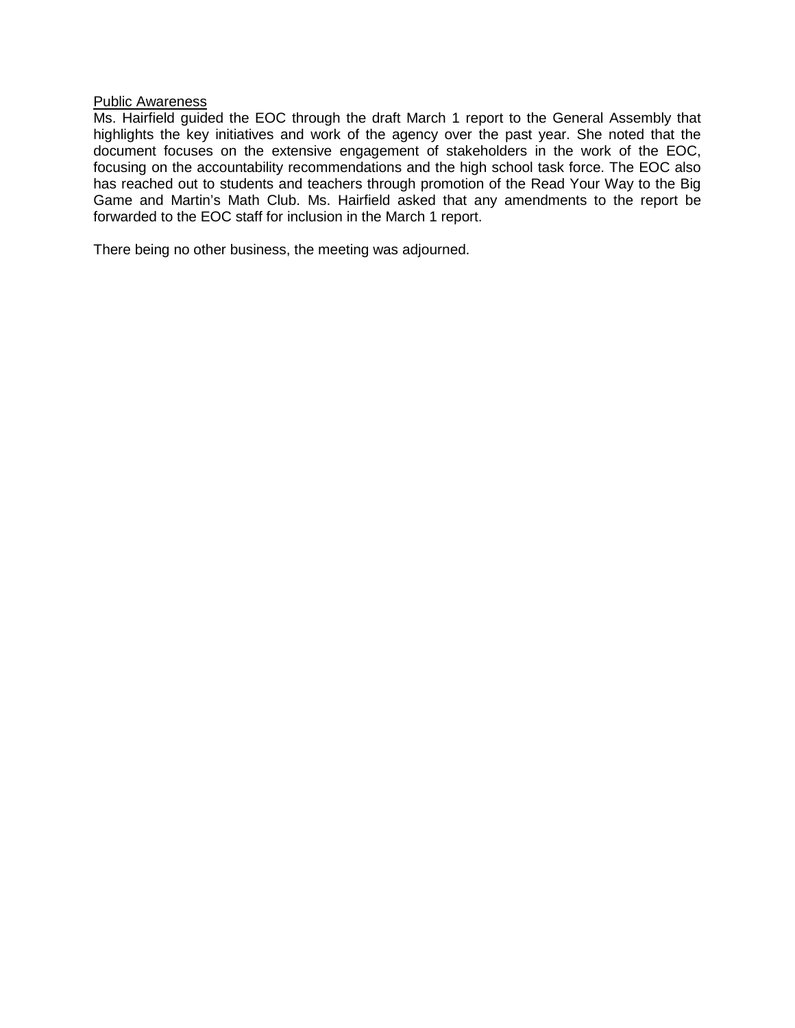Public Awareness

Ms. Hairfield guided the EOC through the draft March 1 report to the General Assembly that highlights the key initiatives and work of the agency over the past year. She noted that the document focuses on the extensive engagement of stakeholders in the work of the EOC, focusing on the accountability recommendations and the high school task force. The EOC also has reached out to students and teachers through promotion of the Read Your Way to the Big Game and Martin's Math Club. Ms. Hairfield asked that any amendments to the report be forwarded to the EOC staff for inclusion in the March 1 report.

There being no other business, the meeting was adjourned.